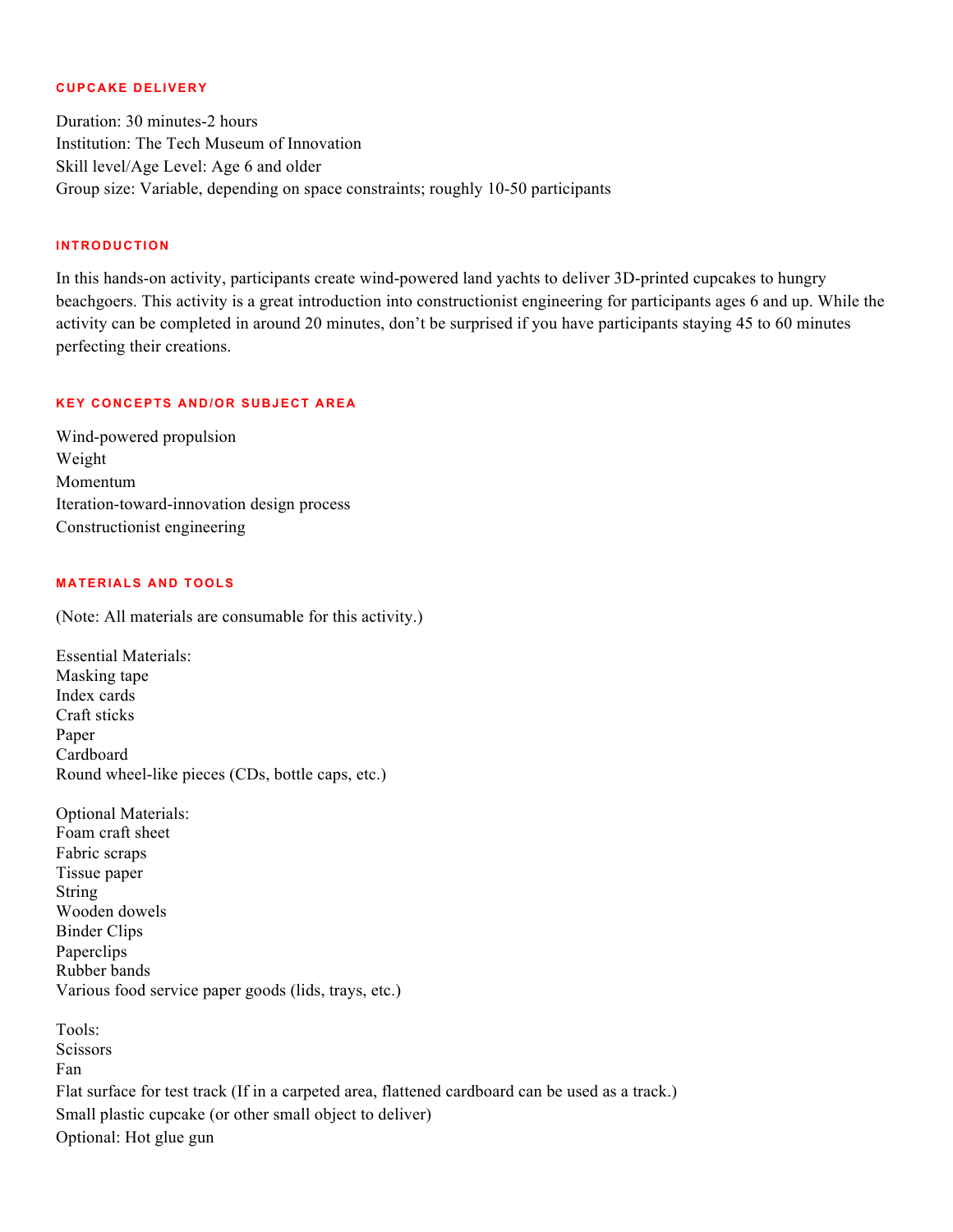## CUPCAKE DELIVERY

Duration: 30 minutes-2 hours
Institution: The Tech Museum of Innovation
Skill level/Age Level: Age 6 and older
Group size: Variable, depending on space constraints; roughly 10-50 participants

## INTRODUCTION

In this hands-on activity, participants create wind-powered land yachts to deliver 3D-printed cupcakes to hungry beachgoers. This activity is a great introduction into constructionist engineering for participants ages 6 and up. While the activity can be completed in around 20 minutes, don't be surprised if you have participants staying 45 to 60 minutes perfecting their creations.

## KEY CONCEPTS AND/OR SUBJECT AREA

Wind-powered propulsion
Weight
Momentum
Iteration-toward-innovation design process
Constructionist engineering

## MATERIALS AND TOOLS

(Note: All materials are consumable for this activity.)

Essential Materials:
Masking tape
Index cards
Craft sticks
Paper
Cardboard
Round wheel-like pieces (CDs, bottle caps, etc.)

Optional Materials:
Foam craft sheet
Fabric scraps
Tissue paper
String
Wooden dowels
Binder Clips
Paperclips
Rubber bands
Various food service paper goods (lids, trays, etc.)

Tools:
Scissors
Fan
Flat surface for test track (If in a carpeted area, flattened cardboard can be used as a track.)
Small plastic cupcake (or other small object to deliver)
Optional: Hot glue gun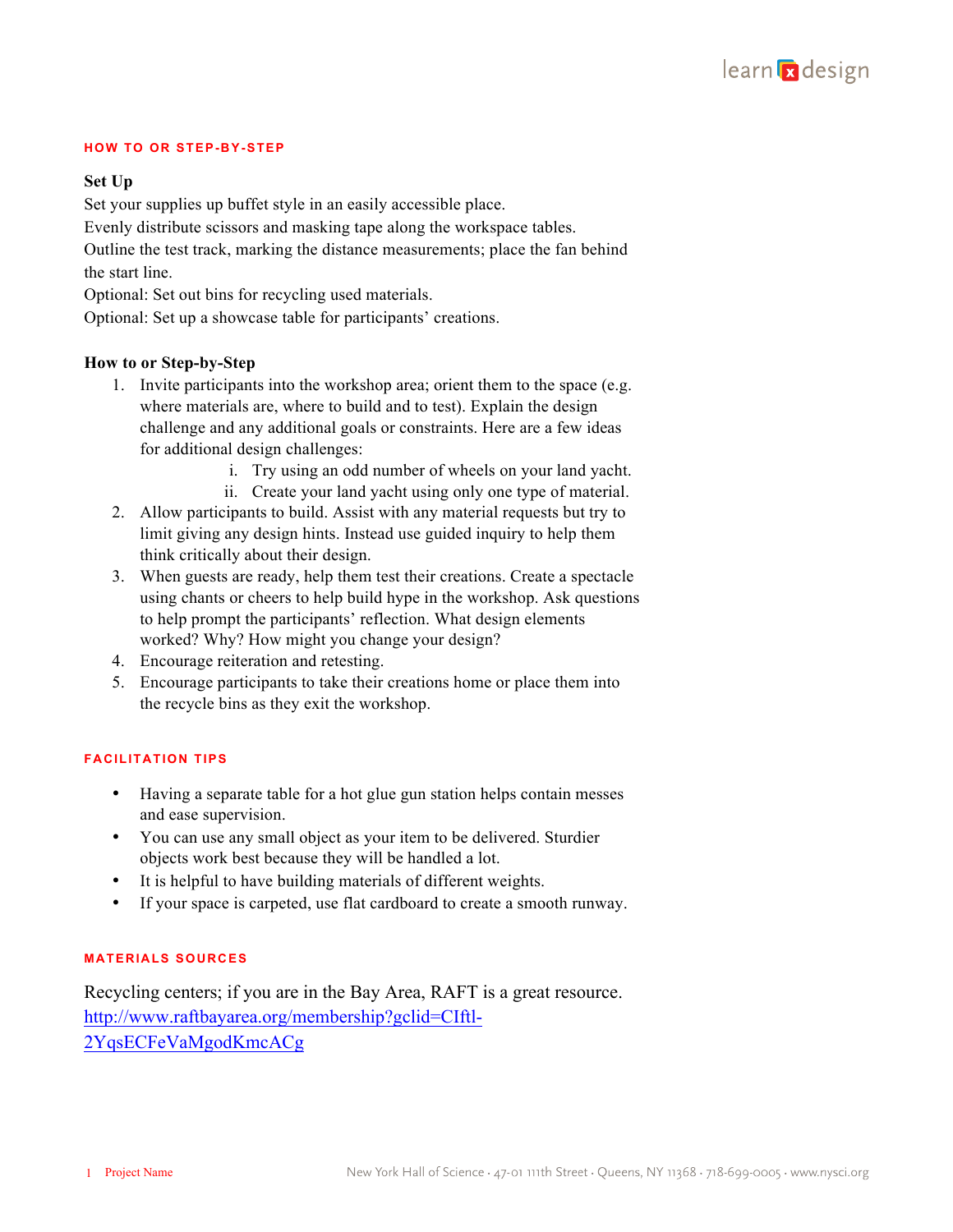## HOW TO OR STEP-BY-STEP

**Set Up**

Set your supplies up buffet style in an easily accessible place.
Evenly distribute scissors and masking tape along the workspace tables.
Outline the test track, marking the distance measurements; place the fan behind the start line.
Optional: Set out bins for recycling used materials.
Optional: Set up a showcase table for participants' creations.

**How to or Step-by-Step**

1. Invite participants into the workshop area; orient them to the space (e.g. where materials are, where to build and to test). Explain the design challenge and any additional goals or constraints. Here are a few ideas for additional design challenges:
   i. Try using an odd number of wheels on your land yacht.
   ii. Create your land yacht using only one type of material.
2. Allow participants to build. Assist with any material requests but try to limit giving any design hints. Instead use guided inquiry to help them think critically about their design.
3. When guests are ready, help them test their creations. Create a spectacle using chants or cheers to help build hype in the workshop. Ask questions to help prompt the participants' reflection. What design elements worked? Why? How might you change your design?
4. Encourage reiteration and retesting.
5. Encourage participants to take their creations home or place them into the recycle bins as they exit the workshop.

## FACILITATION TIPS

- Having a separate table for a hot glue gun station helps contain messes and ease supervision.
- You can use any small object as your item to be delivered. Sturdier objects work best because they will be handled a lot.
- It is helpful to have building materials of different weights.
- If your space is carpeted, use flat cardboard to create a smooth runway.

## MATERIALS SOURCES

Recycling centers; if you are in the Bay Area, RAFT is a great resource.
http://www.raftbayarea.org/membership?gclid=CIftl-2YqsECFeVaMgodKmcACg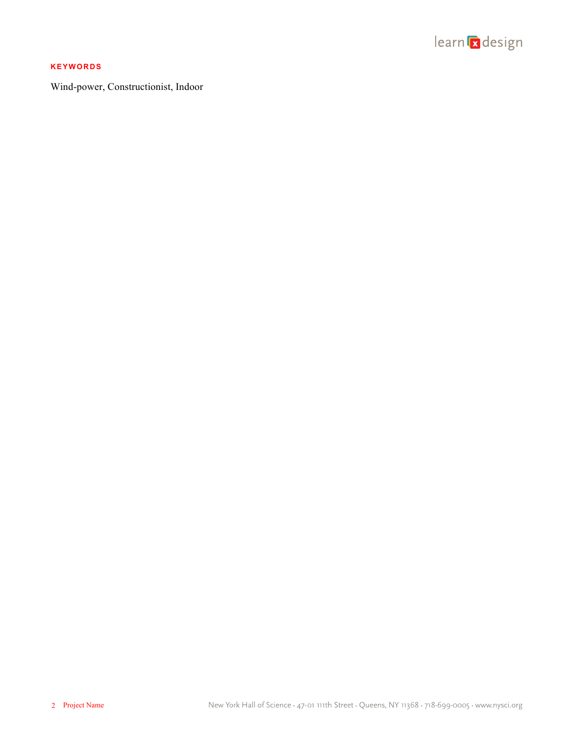**KEYWORDS**

Wind-power, Constructionist, Indoor